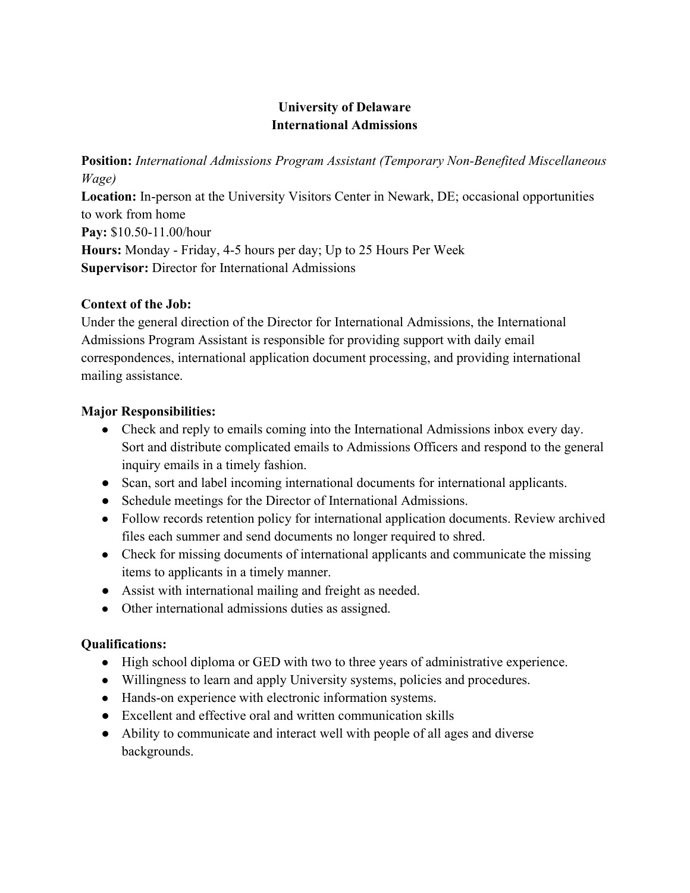# University of Delaware
## International Admissions

**Position:** *International Admissions Program Assistant (Temporary Non-Benefited Miscellaneous Wage)*
**Location:** In-person at the University Visitors Center in Newark, DE; occasional opportunities to work from home
**Pay:** $10.50-11.00/hour
**Hours:** Monday - Friday, 4-5 hours per day; Up to 25 Hours Per Week
**Supervisor:** Director for International Admissions

**Context of the Job:**
Under the general direction of the Director for International Admissions, the International Admissions Program Assistant is responsible for providing support with daily email correspondences, international application document processing, and providing international mailing assistance.

**Major Responsibilities:**

- Check and reply to emails coming into the International Admissions inbox every day. Sort and distribute complicated emails to Admissions Officers and respond to the general inquiry emails in a timely fashion.
- Scan, sort and label incoming international documents for international applicants.
- Schedule meetings for the Director of International Admissions.
- Follow records retention policy for international application documents. Review archived files each summer and send documents no longer required to shred.
- Check for missing documents of international applicants and communicate the missing items to applicants in a timely manner.
- Assist with international mailing and freight as needed.
- Other international admissions duties as assigned.

**Qualifications:**

- High school diploma or GED with two to three years of administrative experience.
- Willingness to learn and apply University systems, policies and procedures.
- Hands-on experience with electronic information systems.
- Excellent and effective oral and written communication skills
- Ability to communicate and interact well with people of all ages and diverse backgrounds.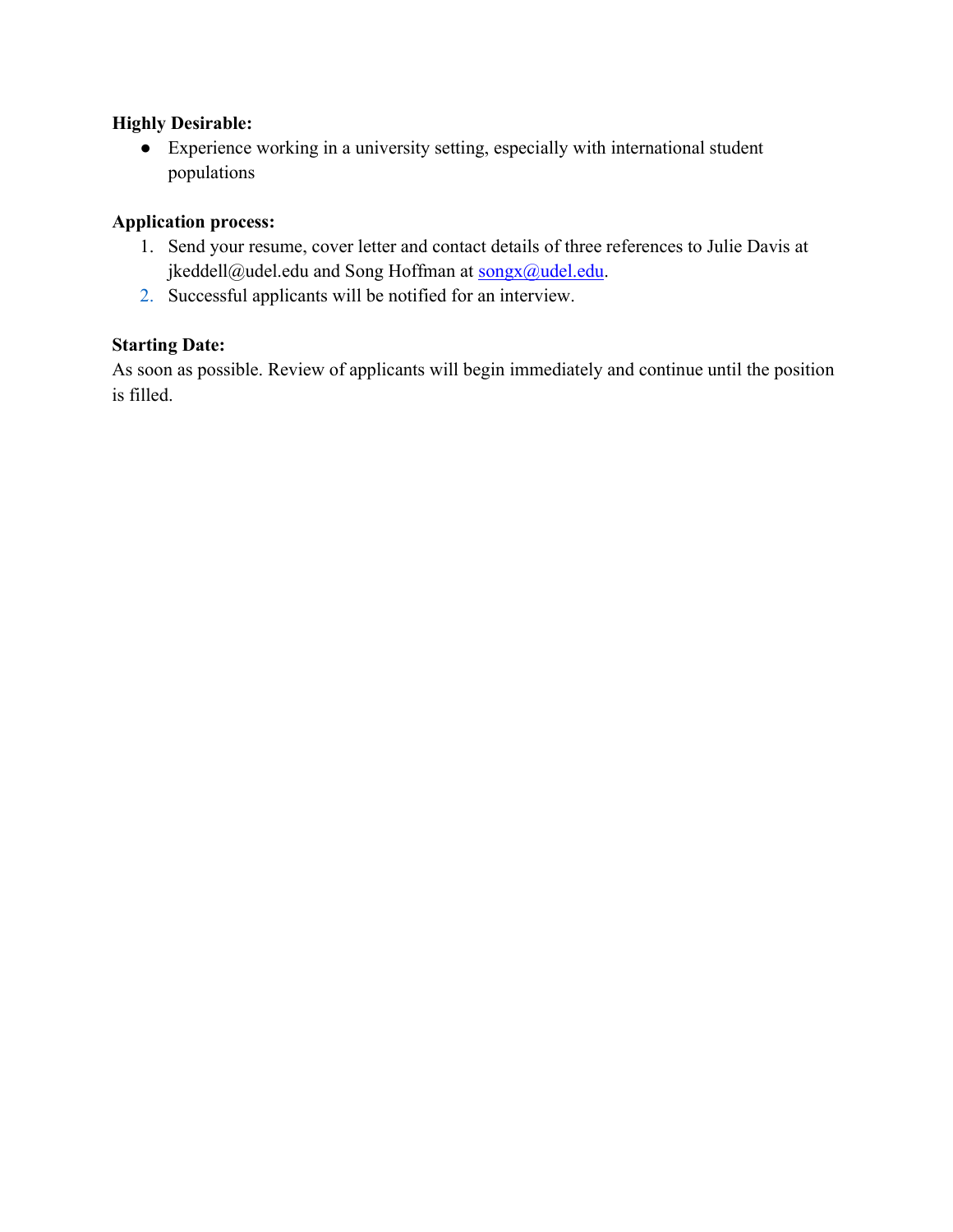**Highly Desirable:**

- Experience working in a university setting, especially with international student populations

**Application process:**

1. Send your resume, cover letter and contact details of three references to Julie Davis at jkeddell@udel.edu and Song Hoffman at songx@udel.edu.
2. Successful applicants will be notified for an interview.

**Starting Date:**

As soon as possible. Review of applicants will begin immediately and continue until the position is filled.